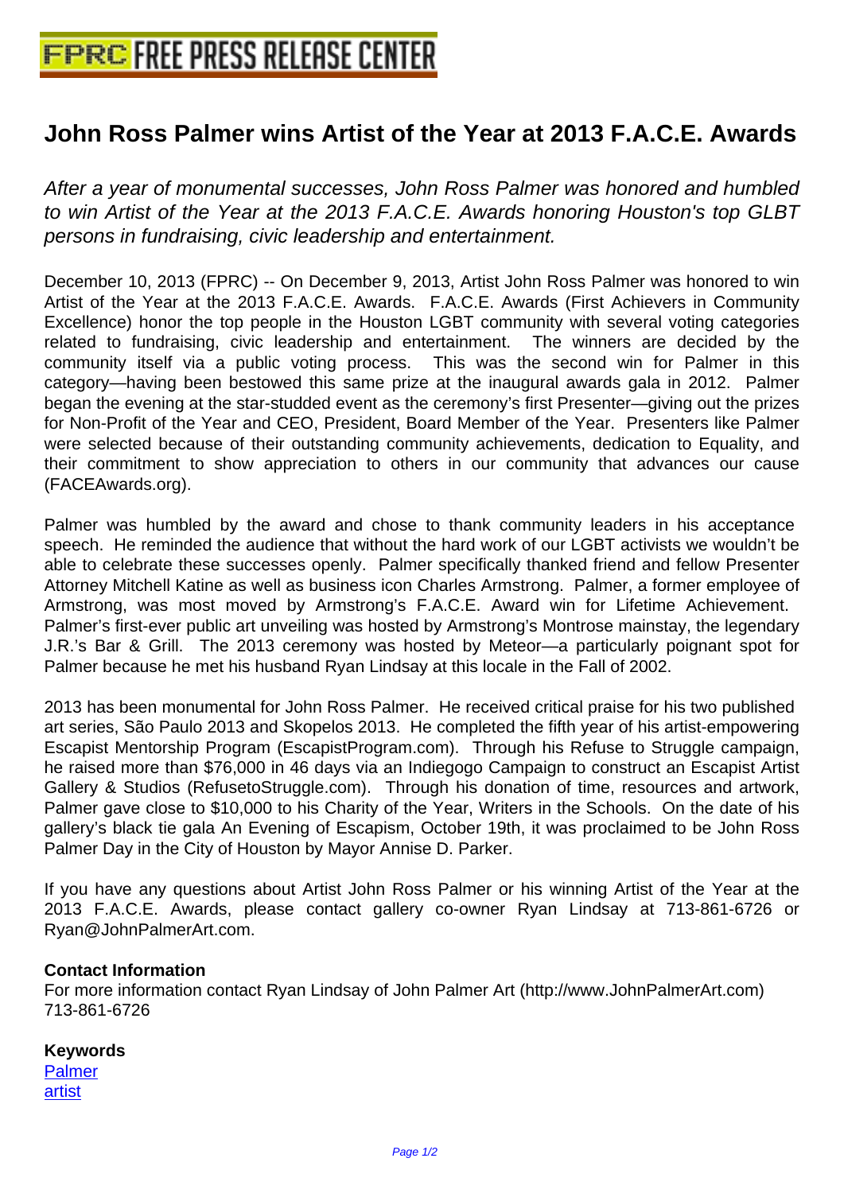# John Ross Palmer wins Artist of the Year at 2013 F.A.C.E. Awards

*After a year of monumental successes, John Ross Palmer was honored and humbled to win Artist of the Year at the 2013 F.A.C.E. Awards honoring Houston's top GLBT persons in fundraising, civic leadership and entertainment.*

December 10, 2013 (FPRC) -- On December 9, 2013, Artist John Ross Palmer was honored to win Artist of the Year at the 2013 F.A.C.E. Awards. F.A.C.E. Awards (First Achievers in Community Excellence) honor the top people in the Houston LGBT community with several voting categories related to fundraising, civic leadership and entertainment. The winners are decided by the community itself via a public voting process. This was the second win for Palmer in this category—having been bestowed this same prize at the inaugural awards gala in 2012. Palmer began the evening at the star-studded event as the ceremony's first Presenter—giving out the prizes for Non-Profit of the Year and CEO, President, Board Member of the Year. Presenters like Palmer were selected because of their outstanding community achievements, dedication to Equality, and their commitment to show appreciation to others in our community that advances our cause (FACEAwards.org).

Palmer was humbled by the award and chose to thank community leaders in his acceptance speech. He reminded the audience that without the hard work of our LGBT activists we wouldn't be able to celebrate these successes openly. Palmer specifically thanked friend and fellow Presenter Attorney Mitchell Katine as well as business icon Charles Armstrong. Palmer, a former employee of Armstrong, was most moved by Armstrong's F.A.C.E. Award win for Lifetime Achievement. Palmer's first-ever public art unveiling was hosted by Armstrong's Montrose mainstay, the legendary J.R.'s Bar & Grill. The 2013 ceremony was hosted by Meteor—a particularly poignant spot for Palmer because he met his husband Ryan Lindsay at this locale in the Fall of 2002.

2013 has been monumental for John Ross Palmer. He received critical praise for his two published art series, São Paulo 2013 and Skopelos 2013. He completed the fifth year of his artist-empowering Escapist Mentorship Program (EscapistProgram.com). Through his Refuse to Struggle campaign, he raised more than $76,000 in 46 days via an Indiegogo Campaign to construct an Escapist Artist Gallery & Studios (RefusetoStruggle.com). Through his donation of time, resources and artwork, Palmer gave close to $10,000 to his Charity of the Year, Writers in the Schools. On the date of his gallery's black tie gala An Evening of Escapism, October 19th, it was proclaimed to be John Ross Palmer Day in the City of Houston by Mayor Annise D. Parker.

If you have any questions about Artist John Ross Palmer or his winning Artist of the Year at the 2013 F.A.C.E. Awards, please contact gallery co-owner Ryan Lindsay at 713-861-6726 or Ryan@JohnPalmerArt.com.

**Contact Information**

For more information contact Ryan Lindsay of John Palmer Art (http://www.JohnPalmerArt.com)
713-861-6726

**Keywords**

Palmer
artist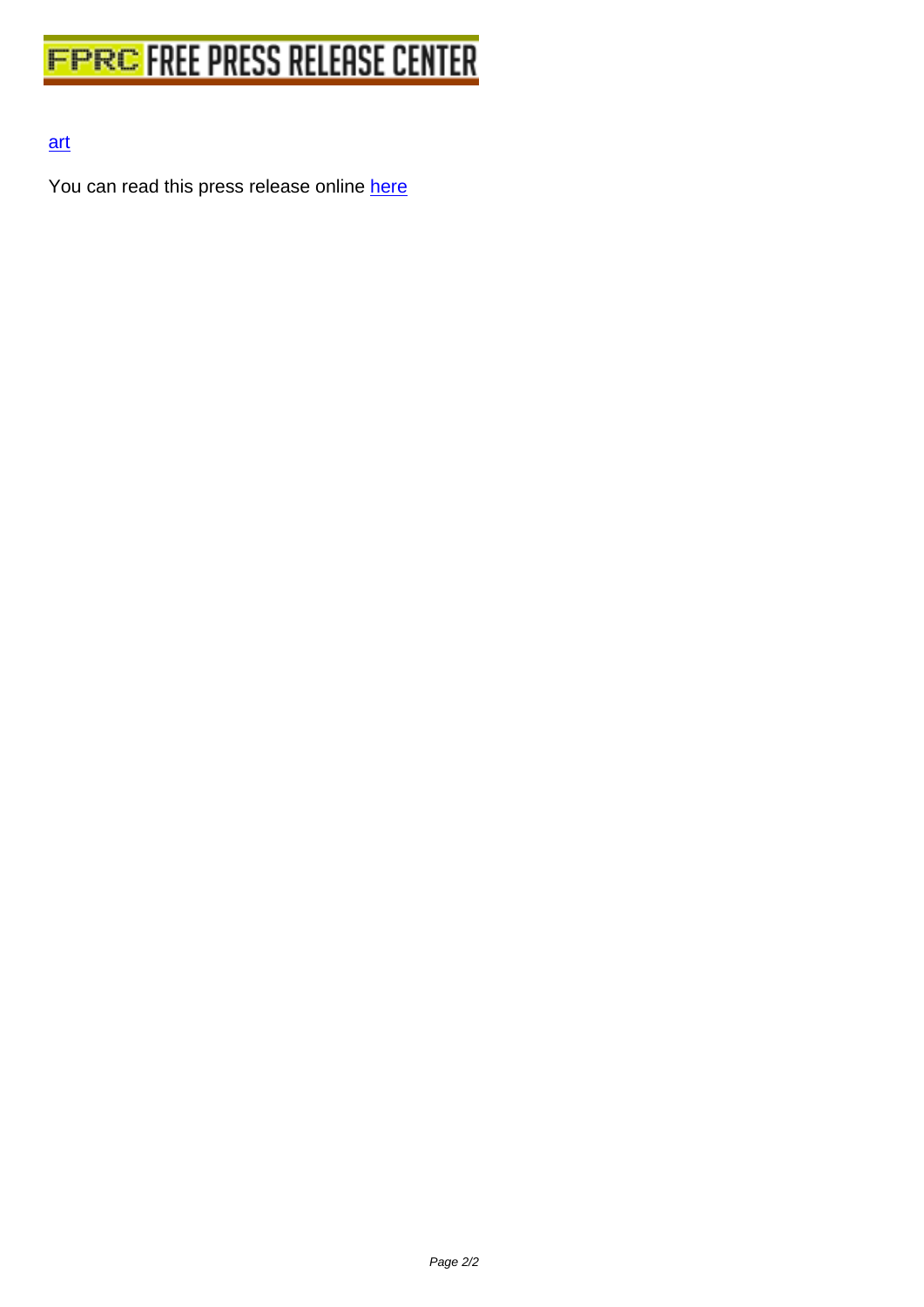art

You can read this press release online here